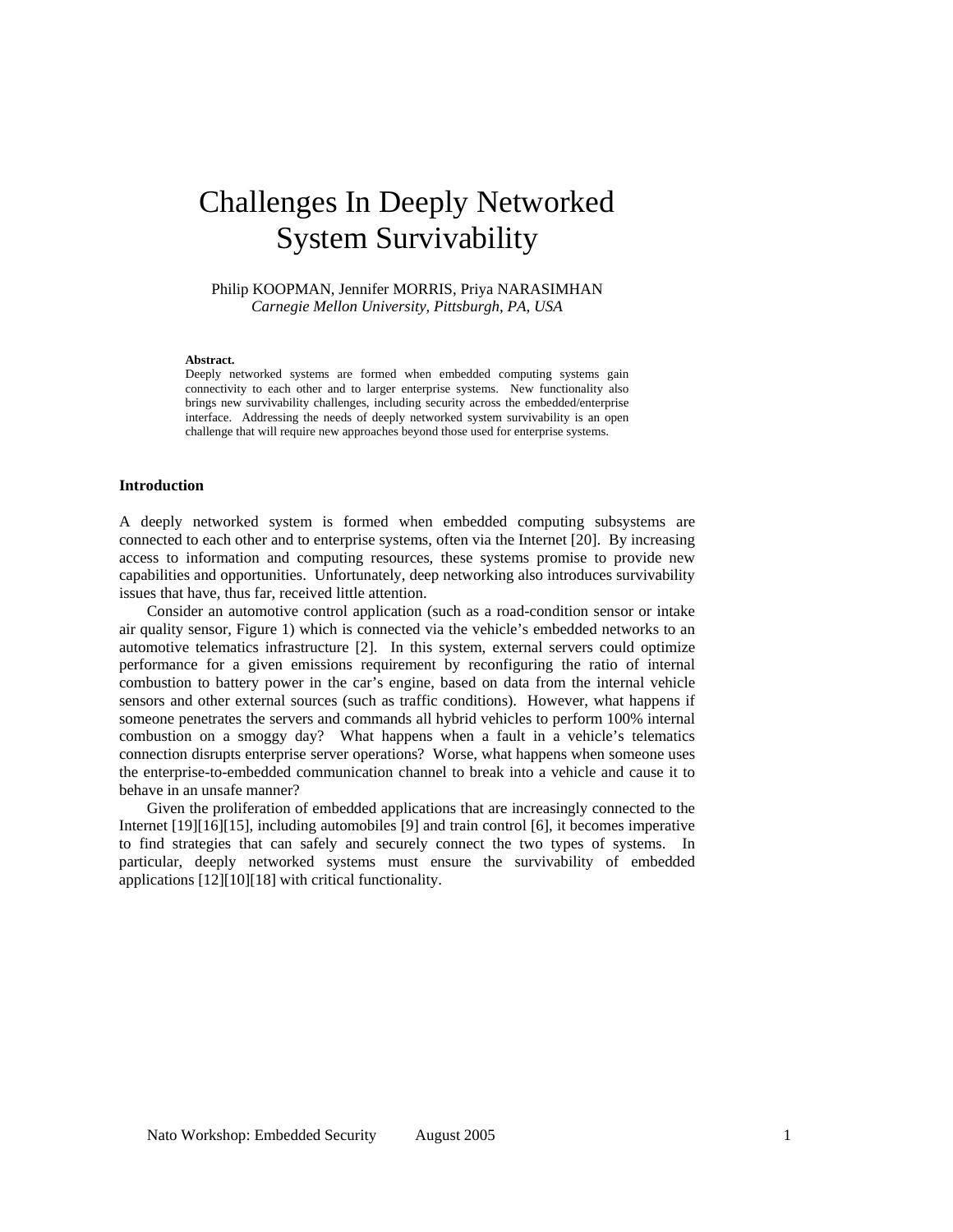# Challenges In Deeply Networked System Survivability

Philip KOOPMAN, Jennifer MORRIS, Priya NARASIMHAN
*Carnegie Mellon University, Pittsburgh, PA, USA*

**Abstract.**
Deeply networked systems are formed when embedded computing systems gain connectivity to each other and to larger enterprise systems. New functionality also brings new survivability challenges, including security across the embedded/enterprise interface. Addressing the needs of deeply networked system survivability is an open challenge that will require new approaches beyond those used for enterprise systems.

**Introduction**

A deeply networked system is formed when embedded computing subsystems are connected to each other and to enterprise systems, often via the Internet [20]. By increasing access to information and computing resources, these systems promise to provide new capabilities and opportunities. Unfortunately, deep networking also introduces survivability issues that have, thus far, received little attention.

Consider an automotive control application (such as a road-condition sensor or intake air quality sensor, Figure 1) which is connected via the vehicle's embedded networks to an automotive telematics infrastructure [2]. In this system, external servers could optimize performance for a given emissions requirement by reconfiguring the ratio of internal combustion to battery power in the car's engine, based on data from the internal vehicle sensors and other external sources (such as traffic conditions). However, what happens if someone penetrates the servers and commands all hybrid vehicles to perform 100% internal combustion on a smoggy day? What happens when a fault in a vehicle's telematics connection disrupts enterprise server operations? Worse, what happens when someone uses the enterprise-to-embedded communication channel to break into a vehicle and cause it to behave in an unsafe manner?

Given the proliferation of embedded applications that are increasingly connected to the Internet [19][16][15], including automobiles [9] and train control [6], it becomes imperative to find strategies that can safely and securely connect the two types of systems. In particular, deeply networked systems must ensure the survivability of embedded applications [12][10][18] with critical functionality.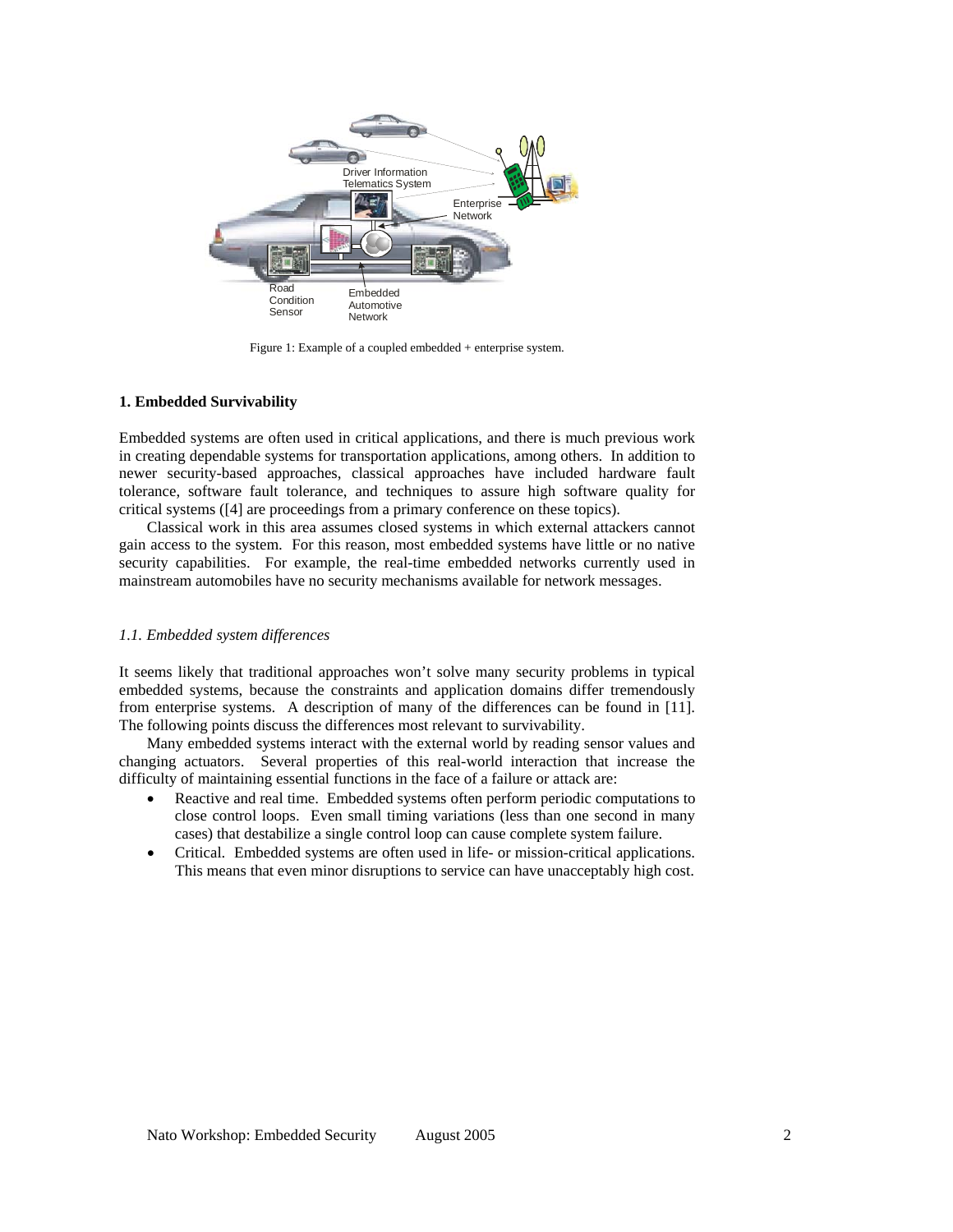Figure 1: Example of a coupled embedded + enterprise system.

## 1. Embedded Survivability

Embedded systems are often used in critical applications, and there is much previous work in creating dependable systems for transportation applications, among others. In addition to newer security-based approaches, classical approaches have included hardware fault tolerance, software fault tolerance, and techniques to assure high software quality for critical systems ([4] are proceedings from a primary conference on these topics).

Classical work in this area assumes closed systems in which external attackers cannot gain access to the system. For this reason, most embedded systems have little or no native security capabilities. For example, the real-time embedded networks currently used in mainstream automobiles have no security mechanisms available for network messages.

### *1.1. Embedded system differences*

It seems likely that traditional approaches won't solve many security problems in typical embedded systems, because the constraints and application domains differ tremendously from enterprise systems. A description of many of the differences can be found in [11]. The following points discuss the differences most relevant to survivability.

Many embedded systems interact with the external world by reading sensor values and changing actuators. Several properties of this real-world interaction that increase the difficulty of maintaining essential functions in the face of a failure or attack are:

- Reactive and real time. Embedded systems often perform periodic computations to close control loops. Even small timing variations (less than one second in many cases) that destabilize a single control loop can cause complete system failure.
- Critical. Embedded systems are often used in life- or mission-critical applications. This means that even minor disruptions to service can have unacceptably high cost.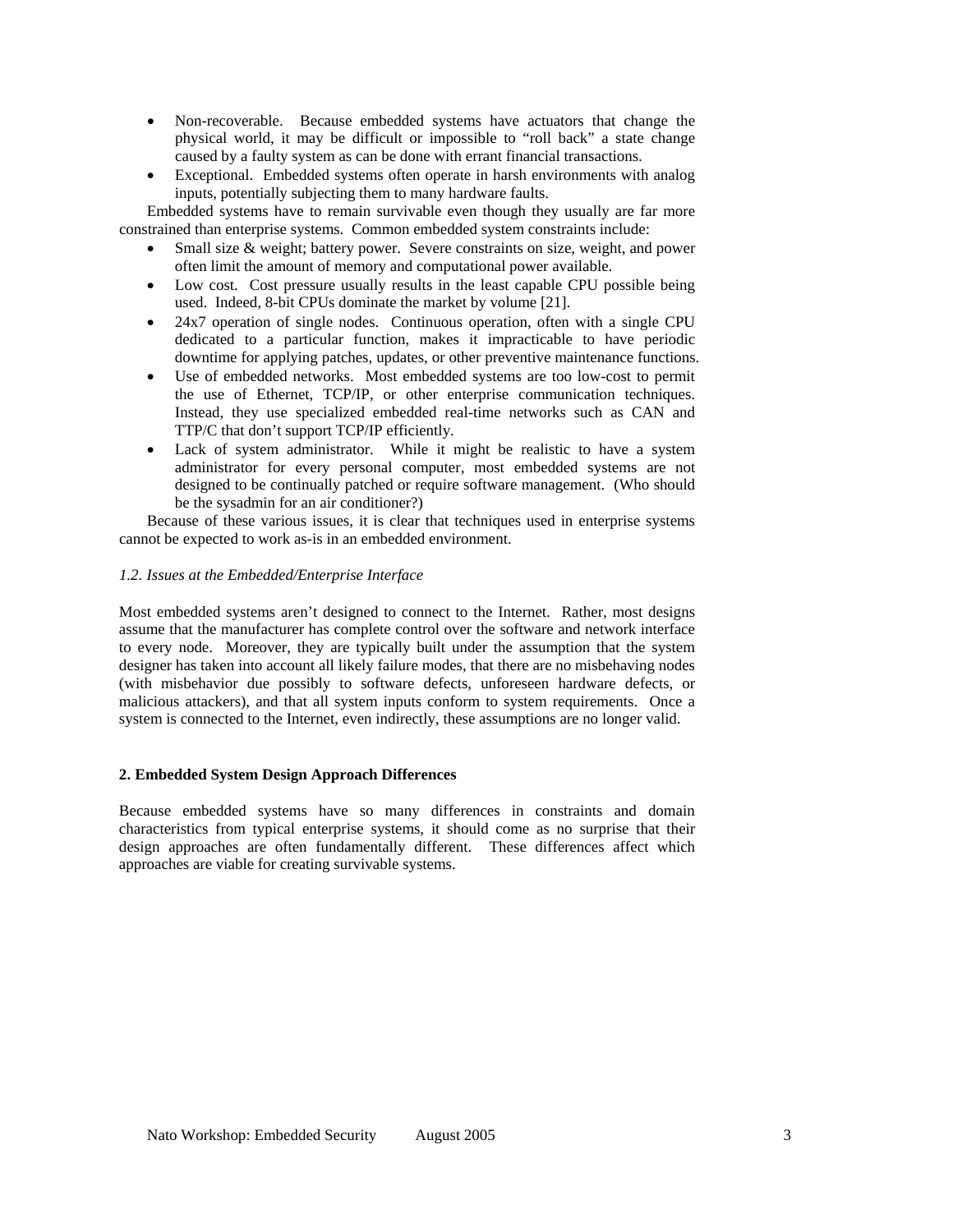- Non-recoverable. Because embedded systems have actuators that change the physical world, it may be difficult or impossible to "roll back" a state change caused by a faulty system as can be done with errant financial transactions.
- Exceptional. Embedded systems often operate in harsh environments with analog inputs, potentially subjecting them to many hardware faults.

Embedded systems have to remain survivable even though they usually are far more constrained than enterprise systems. Common embedded system constraints include:

- Small size & weight; battery power. Severe constraints on size, weight, and power often limit the amount of memory and computational power available.
- Low cost. Cost pressure usually results in the least capable CPU possible being used. Indeed, 8-bit CPUs dominate the market by volume [21].
- 24x7 operation of single nodes. Continuous operation, often with a single CPU dedicated to a particular function, makes it impracticable to have periodic downtime for applying patches, updates, or other preventive maintenance functions.
- Use of embedded networks. Most embedded systems are too low-cost to permit the use of Ethernet, TCP/IP, or other enterprise communication techniques. Instead, they use specialized embedded real-time networks such as CAN and TTP/C that don't support TCP/IP efficiently.
- Lack of system administrator. While it might be realistic to have a system administrator for every personal computer, most embedded systems are not designed to be continually patched or require software management. (Who should be the sysadmin for an air conditioner?)

Because of these various issues, it is clear that techniques used in enterprise systems cannot be expected to work as-is in an embedded environment.

### *1.2. Issues at the Embedded/Enterprise Interface*

Most embedded systems aren't designed to connect to the Internet. Rather, most designs assume that the manufacturer has complete control over the software and network interface to every node. Moreover, they are typically built under the assumption that the system designer has taken into account all likely failure modes, that there are no misbehaving nodes (with misbehavior due possibly to software defects, unforeseen hardware defects, or malicious attackers), and that all system inputs conform to system requirements. Once a system is connected to the Internet, even indirectly, these assumptions are no longer valid.

## 2. Embedded System Design Approach Differences

Because embedded systems have so many differences in constraints and domain characteristics from typical enterprise systems, it should come as no surprise that their design approaches are often fundamentally different. These differences affect which approaches are viable for creating survivable systems.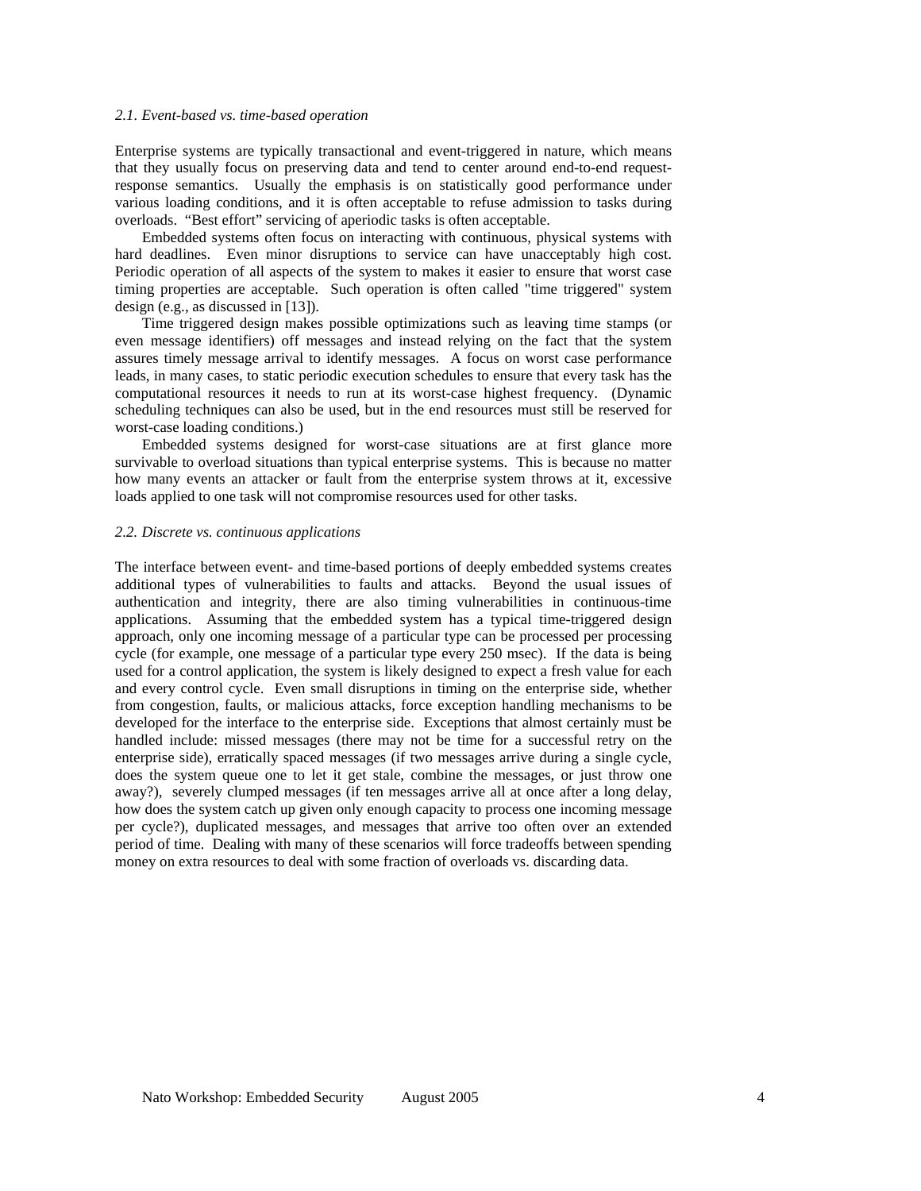### *2.1. Event-based vs. time-based operation*

Enterprise systems are typically transactional and event-triggered in nature, which means that they usually focus on preserving data and tend to center around end-to-end request-response semantics. Usually the emphasis is on statistically good performance under various loading conditions, and it is often acceptable to refuse admission to tasks during overloads. "Best effort" servicing of aperiodic tasks is often acceptable.

Embedded systems often focus on interacting with continuous, physical systems with hard deadlines. Even minor disruptions to service can have unacceptably high cost. Periodic operation of all aspects of the system to makes it easier to ensure that worst case timing properties are acceptable. Such operation is often called "time triggered" system design (e.g., as discussed in [13]).

Time triggered design makes possible optimizations such as leaving time stamps (or even message identifiers) off messages and instead relying on the fact that the system assures timely message arrival to identify messages. A focus on worst case performance leads, in many cases, to static periodic execution schedules to ensure that every task has the computational resources it needs to run at its worst-case highest frequency. (Dynamic scheduling techniques can also be used, but in the end resources must still be reserved for worst-case loading conditions.)

Embedded systems designed for worst-case situations are at first glance more survivable to overload situations than typical enterprise systems. This is because no matter how many events an attacker or fault from the enterprise system throws at it, excessive loads applied to one task will not compromise resources used for other tasks.

### *2.2. Discrete vs. continuous applications*

The interface between event- and time-based portions of deeply embedded systems creates additional types of vulnerabilities to faults and attacks. Beyond the usual issues of authentication and integrity, there are also timing vulnerabilities in continuous-time applications. Assuming that the embedded system has a typical time-triggered design approach, only one incoming message of a particular type can be processed per processing cycle (for example, one message of a particular type every 250 msec). If the data is being used for a control application, the system is likely designed to expect a fresh value for each and every control cycle. Even small disruptions in timing on the enterprise side, whether from congestion, faults, or malicious attacks, force exception handling mechanisms to be developed for the interface to the enterprise side. Exceptions that almost certainly must be handled include: missed messages (there may not be time for a successful retry on the enterprise side), erratically spaced messages (if two messages arrive during a single cycle, does the system queue one to let it get stale, combine the messages, or just throw one away?), severely clumped messages (if ten messages arrive all at once after a long delay, how does the system catch up given only enough capacity to process one incoming message per cycle?), duplicated messages, and messages that arrive too often over an extended period of time. Dealing with many of these scenarios will force tradeoffs between spending money on extra resources to deal with some fraction of overloads vs. discarding data.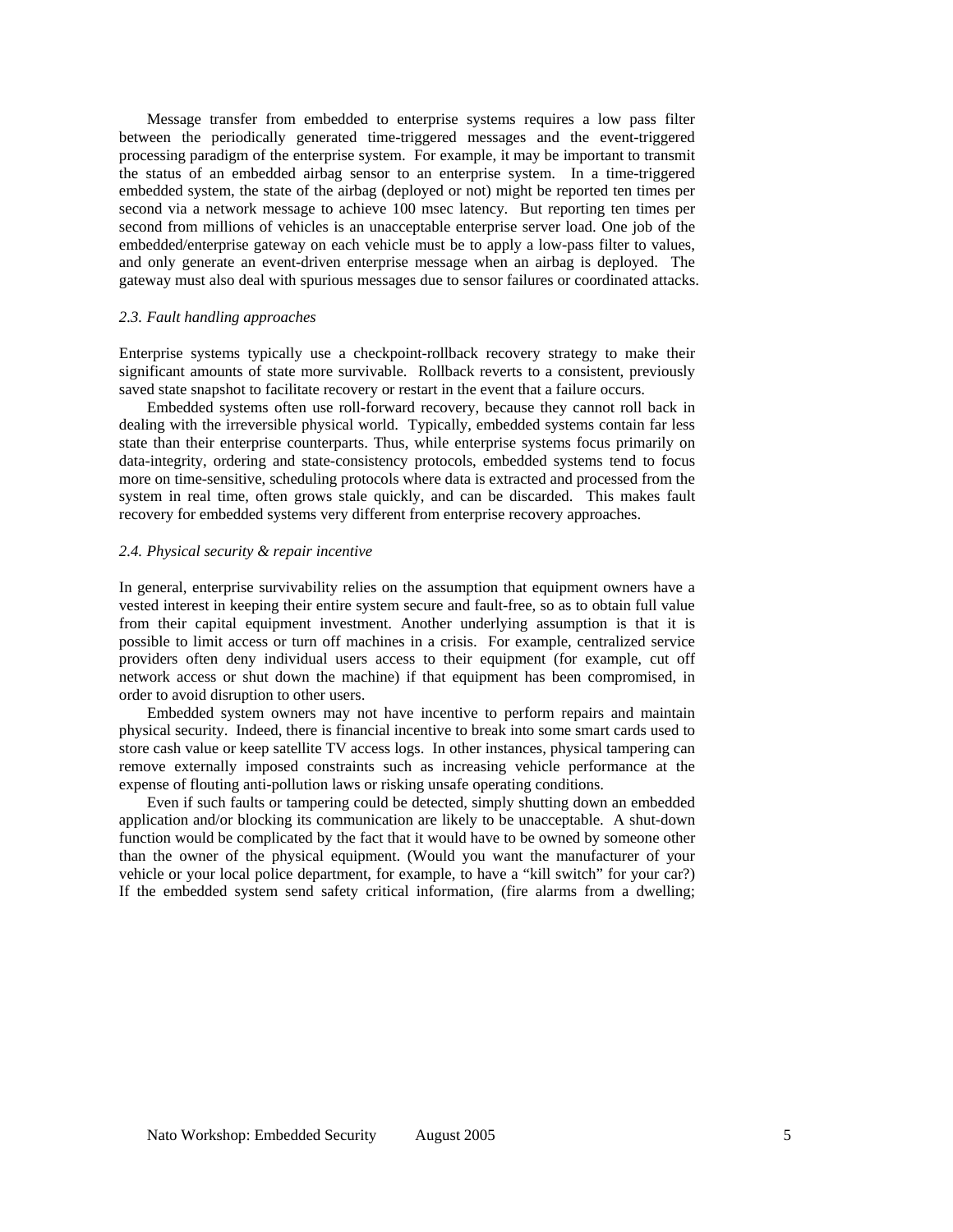Message transfer from embedded to enterprise systems requires a low pass filter between the periodically generated time-triggered messages and the event-triggered processing paradigm of the enterprise system. For example, it may be important to transmit the status of an embedded airbag sensor to an enterprise system. In a time-triggered embedded system, the state of the airbag (deployed or not) might be reported ten times per second via a network message to achieve 100 msec latency. But reporting ten times per second from millions of vehicles is an unacceptable enterprise server load. One job of the embedded/enterprise gateway on each vehicle must be to apply a low-pass filter to values, and only generate an event-driven enterprise message when an airbag is deployed. The gateway must also deal with spurious messages due to sensor failures or coordinated attacks.

### *2.3. Fault handling approaches*

Enterprise systems typically use a checkpoint-rollback recovery strategy to make their significant amounts of state more survivable. Rollback reverts to a consistent, previously saved state snapshot to facilitate recovery or restart in the event that a failure occurs.

Embedded systems often use roll-forward recovery, because they cannot roll back in dealing with the irreversible physical world. Typically, embedded systems contain far less state than their enterprise counterparts. Thus, while enterprise systems focus primarily on data-integrity, ordering and state-consistency protocols, embedded systems tend to focus more on time-sensitive, scheduling protocols where data is extracted and processed from the system in real time, often grows stale quickly, and can be discarded. This makes fault recovery for embedded systems very different from enterprise recovery approaches.

### *2.4. Physical security & repair incentive*

In general, enterprise survivability relies on the assumption that equipment owners have a vested interest in keeping their entire system secure and fault-free, so as to obtain full value from their capital equipment investment. Another underlying assumption is that it is possible to limit access or turn off machines in a crisis. For example, centralized service providers often deny individual users access to their equipment (for example, cut off network access or shut down the machine) if that equipment has been compromised, in order to avoid disruption to other users.

Embedded system owners may not have incentive to perform repairs and maintain physical security. Indeed, there is financial incentive to break into some smart cards used to store cash value or keep satellite TV access logs. In other instances, physical tampering can remove externally imposed constraints such as increasing vehicle performance at the expense of flouting anti-pollution laws or risking unsafe operating conditions.

Even if such faults or tampering could be detected, simply shutting down an embedded application and/or blocking its communication are likely to be unacceptable. A shut-down function would be complicated by the fact that it would have to be owned by someone other than the owner of the physical equipment. (Would you want the manufacturer of your vehicle or your local police department, for example, to have a "kill switch" for your car?) If the embedded system send safety critical information, (fire alarms from a dwelling;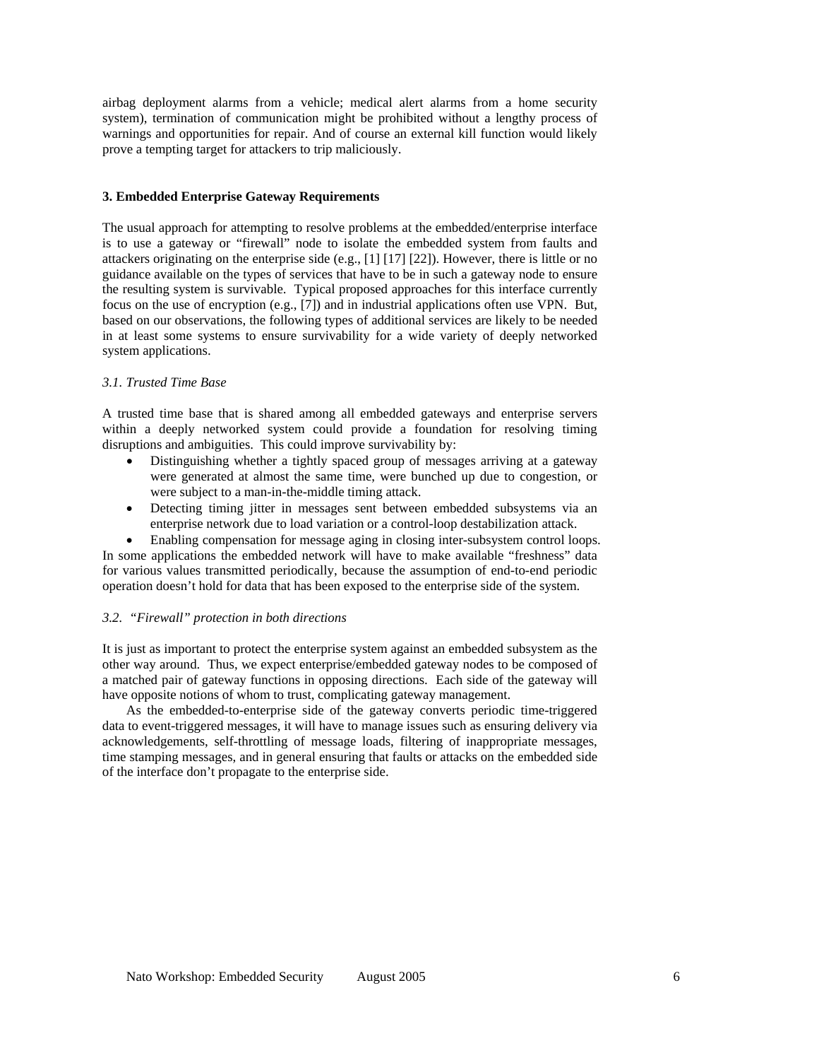airbag deployment alarms from a vehicle; medical alert alarms from a home security system), termination of communication might be prohibited without a lengthy process of warnings and opportunities for repair. And of course an external kill function would likely prove a tempting target for attackers to trip maliciously.

### 3. Embedded Enterprise Gateway Requirements

The usual approach for attempting to resolve problems at the embedded/enterprise interface is to use a gateway or "firewall" node to isolate the embedded system from faults and attackers originating on the enterprise side (e.g., [1] [17] [22]). However, there is little or no guidance available on the types of services that have to be in such a gateway node to ensure the resulting system is survivable. Typical proposed approaches for this interface currently focus on the use of encryption (e.g., [7]) and in industrial applications often use VPN. But, based on our observations, the following types of additional services are likely to be needed in at least some systems to ensure survivability for a wide variety of deeply networked system applications.

#### *3.1. Trusted Time Base*

A trusted time base that is shared among all embedded gateways and enterprise servers within a deeply networked system could provide a foundation for resolving timing disruptions and ambiguities. This could improve survivability by:

- Distinguishing whether a tightly spaced group of messages arriving at a gateway were generated at almost the same time, were bunched up due to congestion, or were subject to a man-in-the-middle timing attack.
- Detecting timing jitter in messages sent between embedded subsystems via an enterprise network due to load variation or a control-loop destabilization attack.
- Enabling compensation for message aging in closing inter-subsystem control loops.

In some applications the embedded network will have to make available "freshness" data for various values transmitted periodically, because the assumption of end-to-end periodic operation doesn't hold for data that has been exposed to the enterprise side of the system.

#### *3.2. "Firewall" protection in both directions*

It is just as important to protect the enterprise system against an embedded subsystem as the other way around. Thus, we expect enterprise/embedded gateway nodes to be composed of a matched pair of gateway functions in opposing directions. Each side of the gateway will have opposite notions of whom to trust, complicating gateway management.

As the embedded-to-enterprise side of the gateway converts periodic time-triggered data to event-triggered messages, it will have to manage issues such as ensuring delivery via acknowledgements, self-throttling of message loads, filtering of inappropriate messages, time stamping messages, and in general ensuring that faults or attacks on the embedded side of the interface don't propagate to the enterprise side.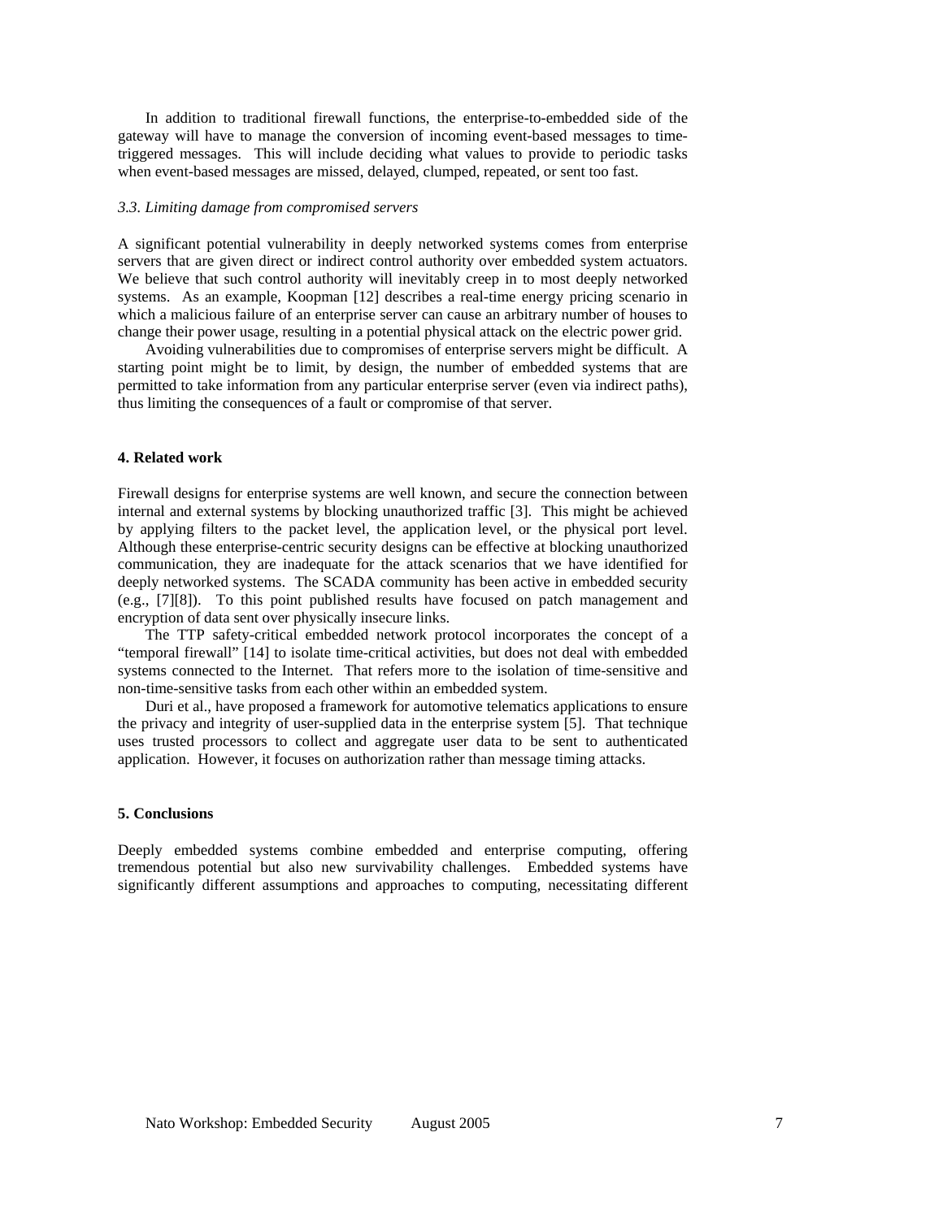In addition to traditional firewall functions, the enterprise-to-embedded side of the gateway will have to manage the conversion of incoming event-based messages to time-triggered messages. This will include deciding what values to provide to periodic tasks when event-based messages are missed, delayed, clumped, repeated, or sent too fast.

### *3.3. Limiting damage from compromised servers*

A significant potential vulnerability in deeply networked systems comes from enterprise servers that are given direct or indirect control authority over embedded system actuators. We believe that such control authority will inevitably creep in to most deeply networked systems. As an example, Koopman [12] describes a real-time energy pricing scenario in which a malicious failure of an enterprise server can cause an arbitrary number of houses to change their power usage, resulting in a potential physical attack on the electric power grid.

Avoiding vulnerabilities due to compromises of enterprise servers might be difficult. A starting point might be to limit, by design, the number of embedded systems that are permitted to take information from any particular enterprise server (even via indirect paths), thus limiting the consequences of a fault or compromise of that server.

## 4. Related work

Firewall designs for enterprise systems are well known, and secure the connection between internal and external systems by blocking unauthorized traffic [3]. This might be achieved by applying filters to the packet level, the application level, or the physical port level. Although these enterprise-centric security designs can be effective at blocking unauthorized communication, they are inadequate for the attack scenarios that we have identified for deeply networked systems. The SCADA community has been active in embedded security (e.g., [7][8]). To this point published results have focused on patch management and encryption of data sent over physically insecure links.

The TTP safety-critical embedded network protocol incorporates the concept of a "temporal firewall" [14] to isolate time-critical activities, but does not deal with embedded systems connected to the Internet. That refers more to the isolation of time-sensitive and non-time-sensitive tasks from each other within an embedded system.

Duri et al., have proposed a framework for automotive telematics applications to ensure the privacy and integrity of user-supplied data in the enterprise system [5]. That technique uses trusted processors to collect and aggregate user data to be sent to authenticated application. However, it focuses on authorization rather than message timing attacks.

## 5. Conclusions

Deeply embedded systems combine embedded and enterprise computing, offering tremendous potential but also new survivability challenges. Embedded systems have significantly different assumptions and approaches to computing, necessitating different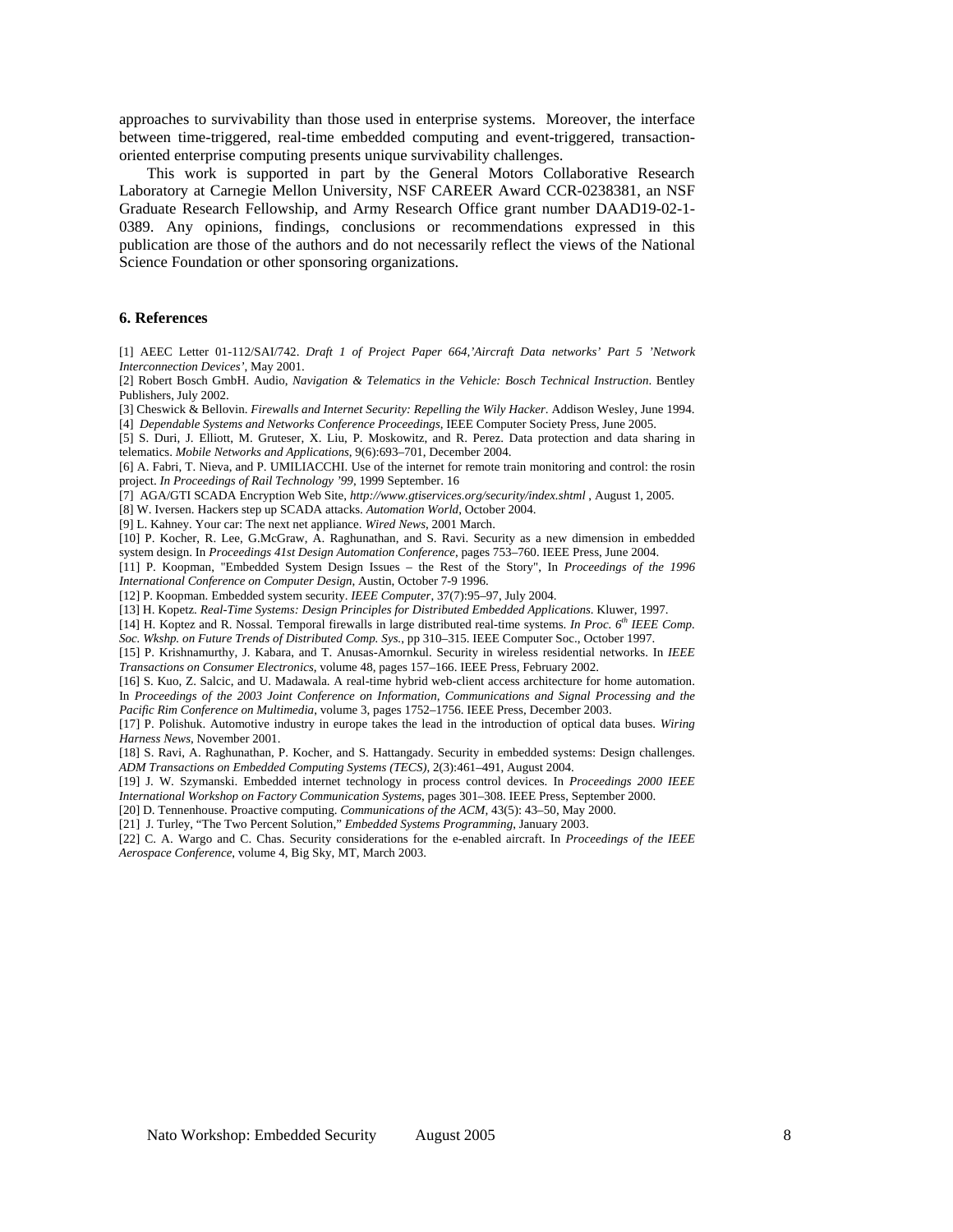approaches to survivability than those used in enterprise systems. Moreover, the interface between time-triggered, real-time embedded computing and event-triggered, transaction-oriented enterprise computing presents unique survivability challenges.

This work is supported in part by the General Motors Collaborative Research Laboratory at Carnegie Mellon University, NSF CAREER Award CCR-0238381, an NSF Graduate Research Fellowship, and Army Research Office grant number DAAD19-02-1-0389. Any opinions, findings, conclusions or recommendations expressed in this publication are those of the authors and do not necessarily reflect the views of the National Science Foundation or other sponsoring organizations.

### 6. References

[1] AEEC Letter 01-112/SAI/742. *Draft 1 of Project Paper 664,'Aircraft Data networks' Part 5 'Network Interconnection Devices'*, May 2001.

[2] Robert Bosch GmbH. Audio, *Navigation & Telematics in the Vehicle: Bosch Technical Instruction*. Bentley Publishers, July 2002.

[3] Cheswick & Bellovin. *Firewalls and Internet Security: Repelling the Wily Hacker*. Addison Wesley, June 1994.

[4] *Dependable Systems and Networks Conference Proceedings*, IEEE Computer Society Press, June 2005.

[5] S. Duri, J. Elliott, M. Gruteser, X. Liu, P. Moskowitz, and R. Perez. Data protection and data sharing in telematics. *Mobile Networks and Applications*, 9(6):693–701, December 2004.

[6] A. Fabri, T. Nieva, and P. UMILIACCHI. Use of the internet for remote train monitoring and control: the rosin project. *In Proceedings of Rail Technology '99*, 1999 September. 16

[7] AGA/GTI SCADA Encryption Web Site, *http://www.gtiservices.org/security/index.shtml* , August 1, 2005.

[8] W. Iversen. Hackers step up SCADA attacks. *Automation World*, October 2004.

[9] L. Kahney. Your car: The next net appliance. *Wired News*, 2001 March.

[10] P. Kocher, R. Lee, G.McGraw, A. Raghunathan, and S. Ravi. Security as a new dimension in embedded system design. In *Proceedings 41st Design Automation Conference*, pages 753–760. IEEE Press, June 2004.

[11] P. Koopman, "Embedded System Design Issues – the Rest of the Story", In *Proceedings of the 1996 International Conference on Computer Design*, Austin, October 7-9 1996.

[12] P. Koopman. Embedded system security. *IEEE Computer*, 37(7):95–97, July 2004.

[13] H. Kopetz. *Real-Time Systems: Design Principles for Distributed Embedded Applications*. Kluwer, 1997.

[14] H. Koptez and R. Nossal. Temporal firewalls in large distributed real-time systems. *In Proc. 6th IEEE Comp. Soc. Wkshp. on Future Trends of Distributed Comp. Sys.*, pp 310–315. IEEE Computer Soc., October 1997.

[15] P. Krishnamurthy, J. Kabara, and T. Anusas-Amornkul. Security in wireless residential networks. In *IEEE Transactions on Consumer Electronics*, volume 48, pages 157–166. IEEE Press, February 2002.

[16] S. Kuo, Z. Salcic, and U. Madawala. A real-time hybrid web-client access architecture for home automation. In *Proceedings of the 2003 Joint Conference on Information, Communications and Signal Processing and the Pacific Rim Conference on Multimedia*, volume 3, pages 1752–1756. IEEE Press, December 2003.

[17] P. Polishuk. Automotive industry in europe takes the lead in the introduction of optical data buses. *Wiring Harness News*, November 2001.

[18] S. Ravi, A. Raghunathan, P. Kocher, and S. Hattangady. Security in embedded systems: Design challenges. *ADM Transactions on Embedded Computing Systems (TECS)*, 2(3):461–491, August 2004.

[19] J. W. Szymanski. Embedded internet technology in process control devices. In *Proceedings 2000 IEEE International Workshop on Factory Communication Systems*, pages 301–308. IEEE Press, September 2000.

[20] D. Tennenhouse. Proactive computing. *Communications of the ACM*, 43(5): 43–50, May 2000.

[21] J. Turley, "The Two Percent Solution," *Embedded Systems Programming*, January 2003.

[22] C. A. Wargo and C. Chas. Security considerations for the e-enabled aircraft. In *Proceedings of the IEEE Aerospace Conference*, volume 4, Big Sky, MT, March 2003.